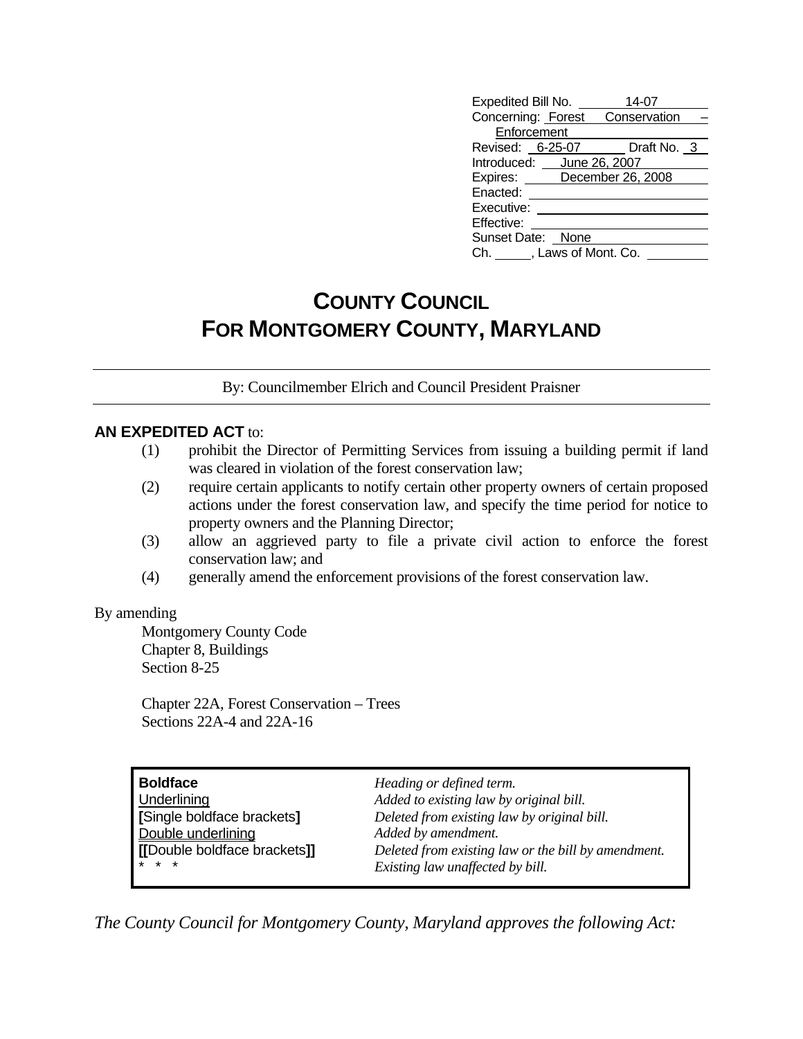| | |
|---|---|
| Expedited Bill No. | 14-07 |
| Concerning: | Forest Conservation – Enforcement |
| Revised: | 6-25-07 Draft No. 3 |
| Introduced: | June 26, 2007 |
| Expires: | December 26, 2008 |
| Enacted: | |
| Executive: | |
| Effective: | |
| Sunset Date: | None |
| Ch. ____, Laws of Mont. Co. | |

# COUNTY COUNCIL
# FOR MONTGOMERY COUNTY, MARYLAND

By: Councilmember Elrich and Council President Praisner

**AN EXPEDITED ACT** to:

(1) prohibit the Director of Permitting Services from issuing a building permit if land was cleared in violation of the forest conservation law;

(2) require certain applicants to notify certain other property owners of certain proposed actions under the forest conservation law, and specify the time period for notice to property owners and the Planning Director;

(3) allow an aggrieved party to file a private civil action to enforce the forest conservation law; and

(4) generally amend the enforcement provisions of the forest conservation law.

By amending

Montgomery County Code
Chapter 8, Buildings
Section 8-25

Chapter 22A, Forest Conservation – Trees
Sections 22A-4 and 22A-16

| | |
|---|---|
| **Boldface** | *Heading or defined term.* |
| Underlining | *Added to existing law by original bill.* |
| **[**Single boldface brackets**]** | *Deleted from existing law by original bill.* |
| Double underlining | *Added by amendment.* |
| **[[**Double boldface brackets**]]** | *Deleted from existing law or the bill by amendment.* |
| * * * | *Existing law unaffected by bill.* |

*The County Council for Montgomery County, Maryland approves the following Act:*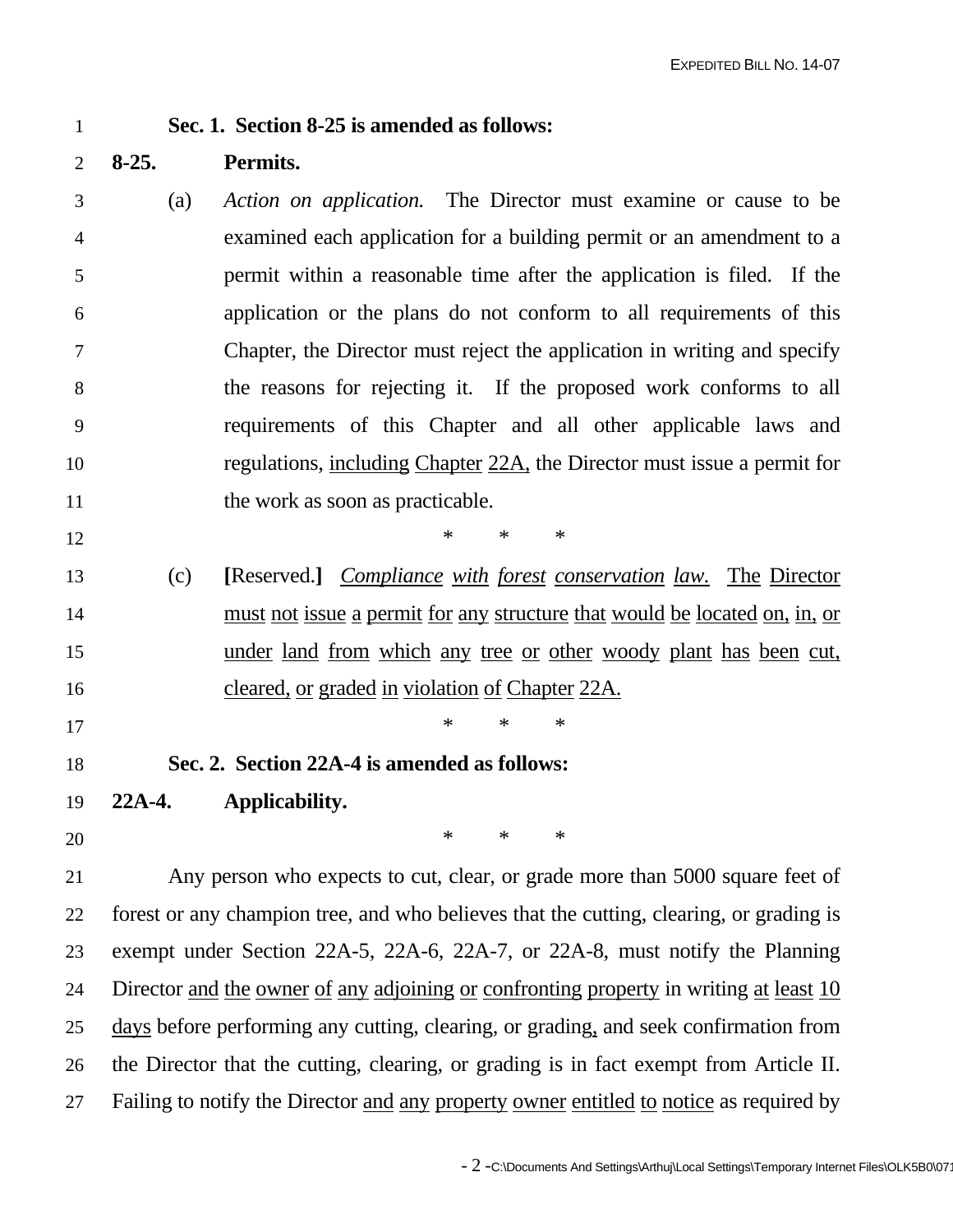**Sec. 1. Section 8-25 is amended as follows:**

**8-25. Permits.**

(a) *Action on application.* The Director must examine or cause to be examined each application for a building permit or an amendment to a permit within a reasonable time after the application is filed. If the application or the plans do not conform to all requirements of this Chapter, the Director must reject the application in writing and specify the reasons for rejecting it. If the proposed work conforms to all requirements of this Chapter and all other applicable laws and regulations, <u>including Chapter 22A,</u> the Director must issue a permit for the work as soon as practicable.

\* \* \*

(c) **[**Reserved.**]** <u>*Compliance with forest conservation law.* The Director must not issue a permit for any structure that would be located on, in, or under land from which any tree or other woody plant has been cut, cleared, or graded in violation of Chapter 22A.</u>

\* \* \*

**Sec. 2. Section 22A-4 is amended as follows:**

**22A-4. Applicability.**

\* \* \*

Any person who expects to cut, clear, or grade more than 5000 square feet of forest or any champion tree, and who believes that the cutting, clearing, or grading is exempt under Section 22A-5, 22A-6, 22A-7, or 22A-8, must notify the Planning Director <u>and the owner of any adjoining or confronting property</u> in writing <u>at least 10 days</u> before performing any cutting, clearing, or grading<u>,</u> and seek confirmation from the Director that the cutting, clearing, or grading is in fact exempt from Article II. Failing to notify the Director <u>and any property owner entitled to notice</u> as required by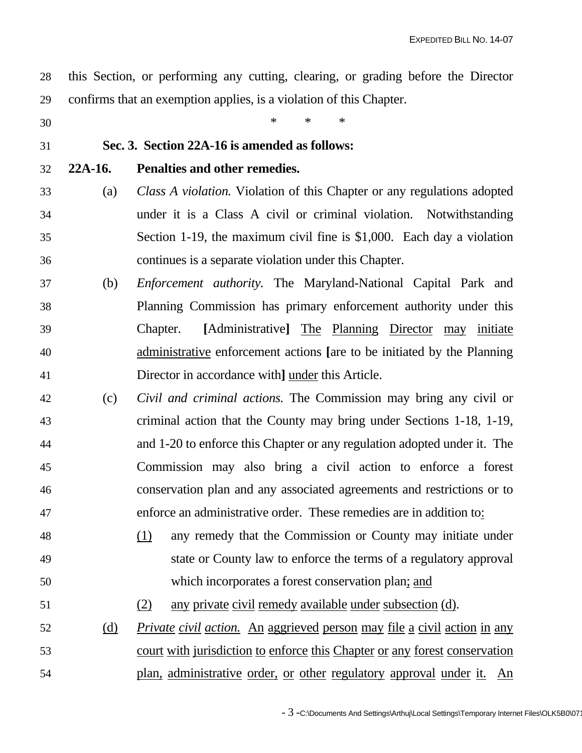this Section, or performing any cutting, clearing, or grading before the Director confirms that an exemption applies, is a violation of this Chapter.

\* \* \*

**Sec. 3. Section 22A-16 is amended as follows:**

**22A-16. Penalties and other remedies.**

(a) *Class A violation.* Violation of this Chapter or any regulations adopted under it is a Class A civil or criminal violation. Notwithstanding Section 1-19, the maximum civil fine is $1,000. Each day a violation continues is a separate violation under this Chapter.

(b) *Enforcement authority.* The Maryland-National Capital Park and Planning Commission has primary enforcement authority under this Chapter. **[**Administrative**]** <u>The Planning Director may initiate administrative</u> enforcement actions **[**are to be initiated by the Planning Director in accordance with**]** <u>under</u> this Article.

(c) *Civil and criminal actions.* The Commission may bring any civil or criminal action that the County may bring under Sections 1-18, 1-19, and 1-20 to enforce this Chapter or any regulation adopted under it. The Commission may also bring a civil action to enforce a forest conservation plan and any associated agreements and restrictions or to enforce an administrative order. These remedies are in addition to<u>:</u>

<u>(1)</u> any remedy that the Commission or County may initiate under state or County law to enforce the terms of a regulatory approval which incorporates a forest conservation plan<u>; and</u>

<u>(2)</u> <u>any private civil remedy available under subsection (d)</u>.

<u>(d)</u> <u>*Private civil action.* An aggrieved person may file a civil action in any court with jurisdiction to enforce this Chapter or any forest conservation plan, administrative order, or other regulatory approval under it. An</u>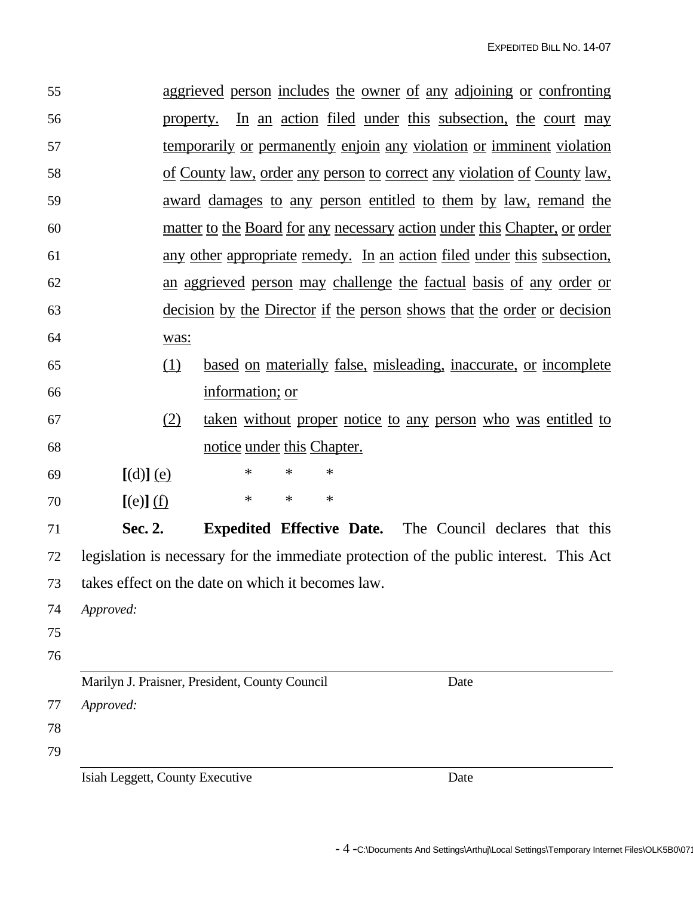aggrieved person includes the owner of any adjoining or confronting property. In an action filed under this subsection, the court may temporarily or permanently enjoin any violation or imminent violation of County law, order any person to correct any violation of County law, award damages to any person entitled to them by law, remand the matter to the Board for any necessary action under this Chapter, or order any other appropriate remedy. In an action filed under this subsection, an aggrieved person may challenge the factual basis of any order or decision by the Director if the person shows that the order or decision was:

(1) based on materially false, misleading, inaccurate, or incomplete information; or

(2) taken without proper notice to any person who was entitled to notice under this Chapter.

**[**(d)**]** (e) * * *

**[**(e)**]** (f) * * *

**Sec. 2. Expedited Effective Date.** The Council declares that this legislation is necessary for the immediate protection of the public interest. This Act takes effect on the date on which it becomes law.

*Approved:*

Marilyn J. Praisner, President, County Council — Date

*Approved:*

Isiah Leggett, County Executive — Date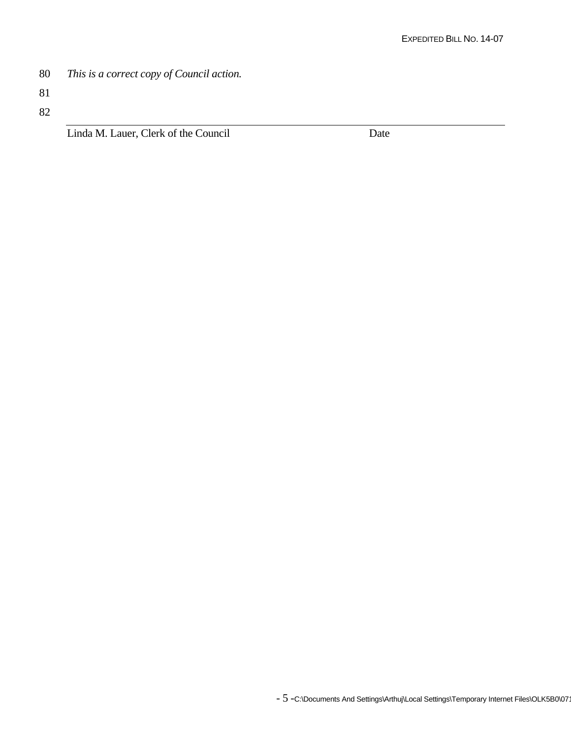*This is a correct copy of Council action.*

\_\_\_\_\_\_\_\_\_\_\_\_\_\_\_\_\_\_\_\_\_\_\_\_\_\_\_\_\_\_\_\_\_\_\_\_\_\_\_\_\_\_\_\_\_\_\_\_\_\_\_\_\_\_\_\_\_\_\_\_\_\_\_\_\_\_

Linda M. Lauer, Clerk of the Council                                        Date